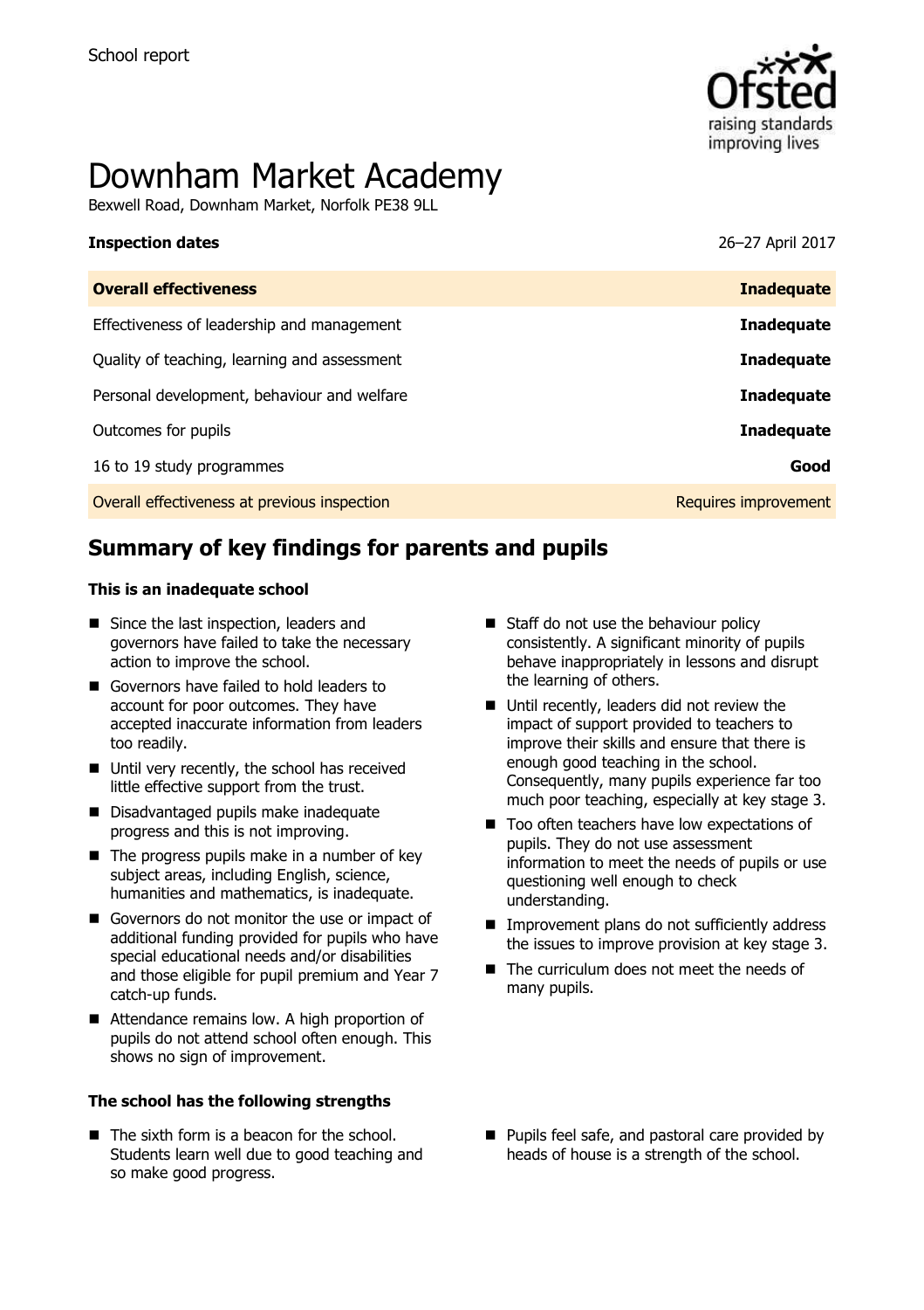School report

# Downham Market Academy

Bexwell Road, Downham Market, Norfolk PE38 9LL

| **Inspection dates** | 26–27 April 2017 |
| --- | --- |
| **Overall effectiveness** | **Inadequate** |
| Effectiveness of leadership and management | **Inadequate** |
| Quality of teaching, learning and assessment | **Inadequate** |
| Personal development, behaviour and welfare | **Inadequate** |
| Outcomes for pupils | **Inadequate** |
| 16 to 19 study programmes | **Good** |
| Overall effectiveness at previous inspection | Requires improvement |

## Summary of key findings for parents and pupils

### This is an inadequate school

- Since the last inspection, leaders and governors have failed to take the necessary action to improve the school.
- Governors have failed to hold leaders to account for poor outcomes. They have accepted inaccurate information from leaders too readily.
- Until very recently, the school has received little effective support from the trust.
- Disadvantaged pupils make inadequate progress and this is not improving.
- The progress pupils make in a number of key subject areas, including English, science, humanities and mathematics, is inadequate.
- Governors do not monitor the use or impact of additional funding provided for pupils who have special educational needs and/or disabilities and those eligible for pupil premium and Year 7 catch-up funds.
- Attendance remains low. A high proportion of pupils do not attend school often enough. This shows no sign of improvement.
- Staff do not use the behaviour policy consistently. A significant minority of pupils behave inappropriately in lessons and disrupt the learning of others.
- Until recently, leaders did not review the impact of support provided to teachers to improve their skills and ensure that there is enough good teaching in the school. Consequently, many pupils experience far too much poor teaching, especially at key stage 3.
- Too often teachers have low expectations of pupils. They do not use assessment information to meet the needs of pupils or use questioning well enough to check understanding.
- Improvement plans do not sufficiently address the issues to improve provision at key stage 3.
- The curriculum does not meet the needs of many pupils.

### The school has the following strengths

- The sixth form is a beacon for the school. Students learn well due to good teaching and so make good progress.
- Pupils feel safe, and pastoral care provided by heads of house is a strength of the school.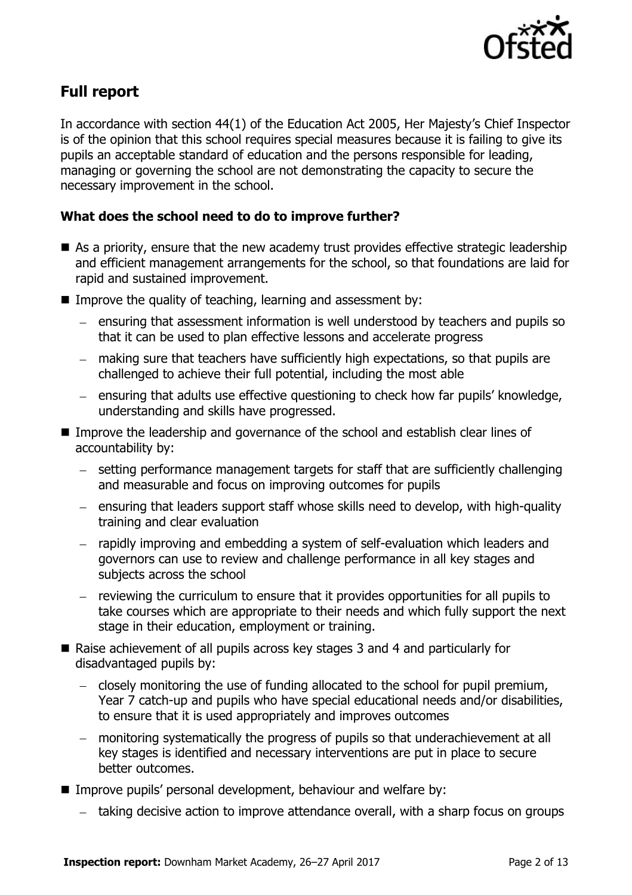## Full report

In accordance with section 44(1) of the Education Act 2005, Her Majesty's Chief Inspector is of the opinion that this school requires special measures because it is failing to give its pupils an acceptable standard of education and the persons responsible for leading, managing or governing the school are not demonstrating the capacity to secure the necessary improvement in the school.

### What does the school need to do to improve further?

- As a priority, ensure that the new academy trust provides effective strategic leadership and efficient management arrangements for the school, so that foundations are laid for rapid and sustained improvement.
- Improve the quality of teaching, learning and assessment by:
  - ensuring that assessment information is well understood by teachers and pupils so that it can be used to plan effective lessons and accelerate progress
  - making sure that teachers have sufficiently high expectations, so that pupils are challenged to achieve their full potential, including the most able
  - ensuring that adults use effective questioning to check how far pupils' knowledge, understanding and skills have progressed.
- Improve the leadership and governance of the school and establish clear lines of accountability by:
  - setting performance management targets for staff that are sufficiently challenging and measurable and focus on improving outcomes for pupils
  - ensuring that leaders support staff whose skills need to develop, with high-quality training and clear evaluation
  - rapidly improving and embedding a system of self-evaluation which leaders and governors can use to review and challenge performance in all key stages and subjects across the school
  - reviewing the curriculum to ensure that it provides opportunities for all pupils to take courses which are appropriate to their needs and which fully support the next stage in their education, employment or training.
- Raise achievement of all pupils across key stages 3 and 4 and particularly for disadvantaged pupils by:
  - closely monitoring the use of funding allocated to the school for pupil premium, Year 7 catch-up and pupils who have special educational needs and/or disabilities, to ensure that it is used appropriately and improves outcomes
  - monitoring systematically the progress of pupils so that underachievement at all key stages is identified and necessary interventions are put in place to secure better outcomes.
- Improve pupils' personal development, behaviour and welfare by:
  - taking decisive action to improve attendance overall, with a sharp focus on groups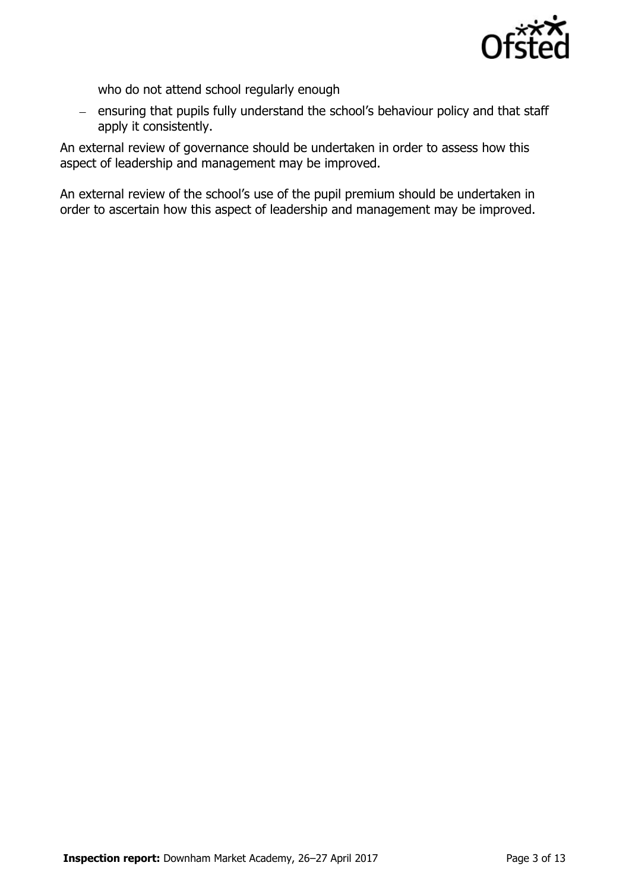who do not attend school regularly enough

  - ensuring that pupils fully understand the school's behaviour policy and that staff apply it consistently.

An external review of governance should be undertaken in order to assess how this aspect of leadership and management may be improved.

An external review of the school's use of the pupil premium should be undertaken in order to ascertain how this aspect of leadership and management may be improved.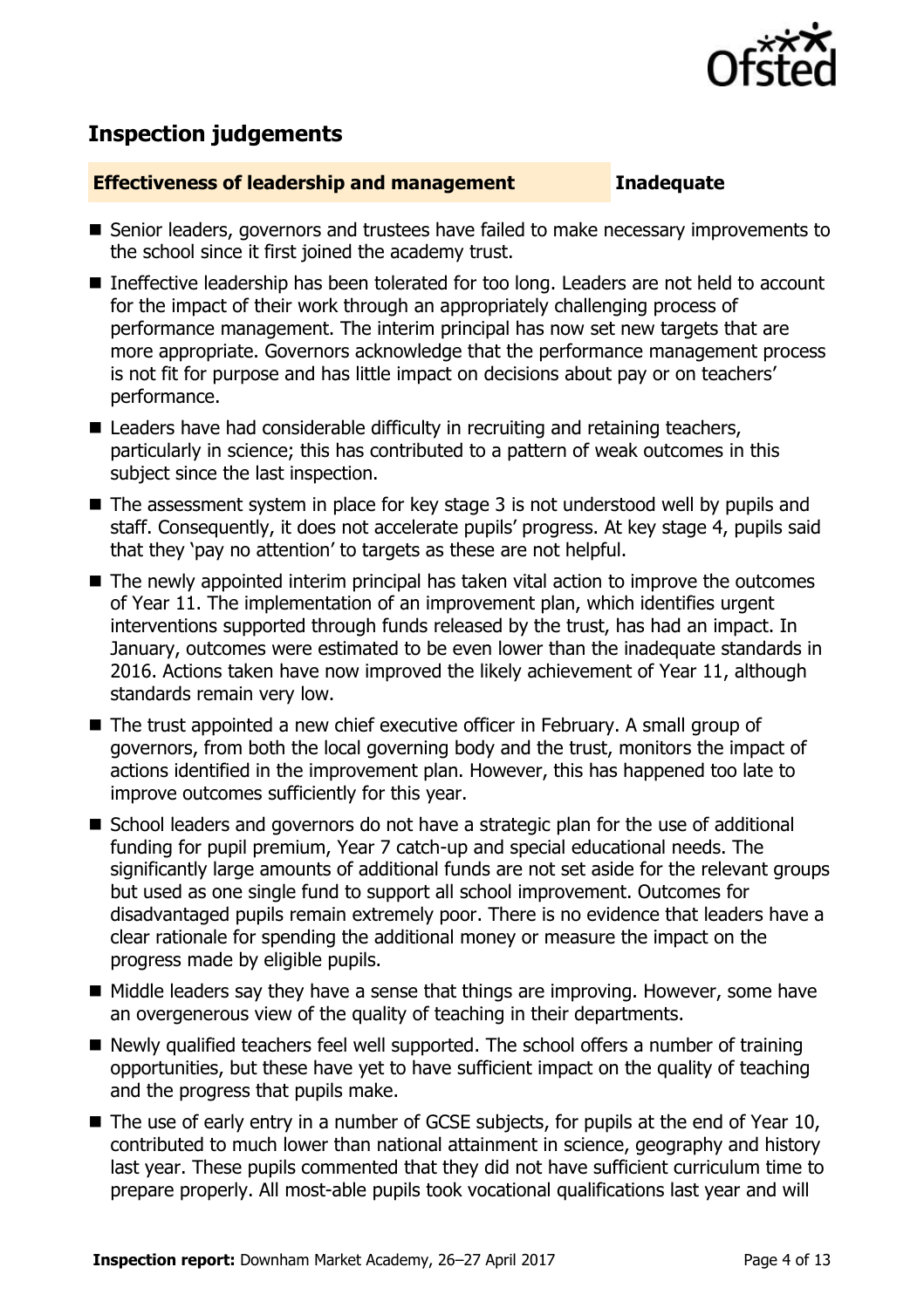## Inspection judgements

**Effectiveness of leadership and management** **Inadequate**

- Senior leaders, governors and trustees have failed to make necessary improvements to the school since it first joined the academy trust.
- Ineffective leadership has been tolerated for too long. Leaders are not held to account for the impact of their work through an appropriately challenging process of performance management. The interim principal has now set new targets that are more appropriate. Governors acknowledge that the performance management process is not fit for purpose and has little impact on decisions about pay or on teachers' performance.
- Leaders have had considerable difficulty in recruiting and retaining teachers, particularly in science; this has contributed to a pattern of weak outcomes in this subject since the last inspection.
- The assessment system in place for key stage 3 is not understood well by pupils and staff. Consequently, it does not accelerate pupils' progress. At key stage 4, pupils said that they 'pay no attention' to targets as these are not helpful.
- The newly appointed interim principal has taken vital action to improve the outcomes of Year 11. The implementation of an improvement plan, which identifies urgent interventions supported through funds released by the trust, has had an impact. In January, outcomes were estimated to be even lower than the inadequate standards in 2016. Actions taken have now improved the likely achievement of Year 11, although standards remain very low.
- The trust appointed a new chief executive officer in February. A small group of governors, from both the local governing body and the trust, monitors the impact of actions identified in the improvement plan. However, this has happened too late to improve outcomes sufficiently for this year.
- School leaders and governors do not have a strategic plan for the use of additional funding for pupil premium, Year 7 catch-up and special educational needs. The significantly large amounts of additional funds are not set aside for the relevant groups but used as one single fund to support all school improvement. Outcomes for disadvantaged pupils remain extremely poor. There is no evidence that leaders have a clear rationale for spending the additional money or measure the impact on the progress made by eligible pupils.
- Middle leaders say they have a sense that things are improving. However, some have an overgenerous view of the quality of teaching in their departments.
- Newly qualified teachers feel well supported. The school offers a number of training opportunities, but these have yet to have sufficient impact on the quality of teaching and the progress that pupils make.
- The use of early entry in a number of GCSE subjects, for pupils at the end of Year 10, contributed to much lower than national attainment in science, geography and history last year. These pupils commented that they did not have sufficient curriculum time to prepare properly. All most-able pupils took vocational qualifications last year and will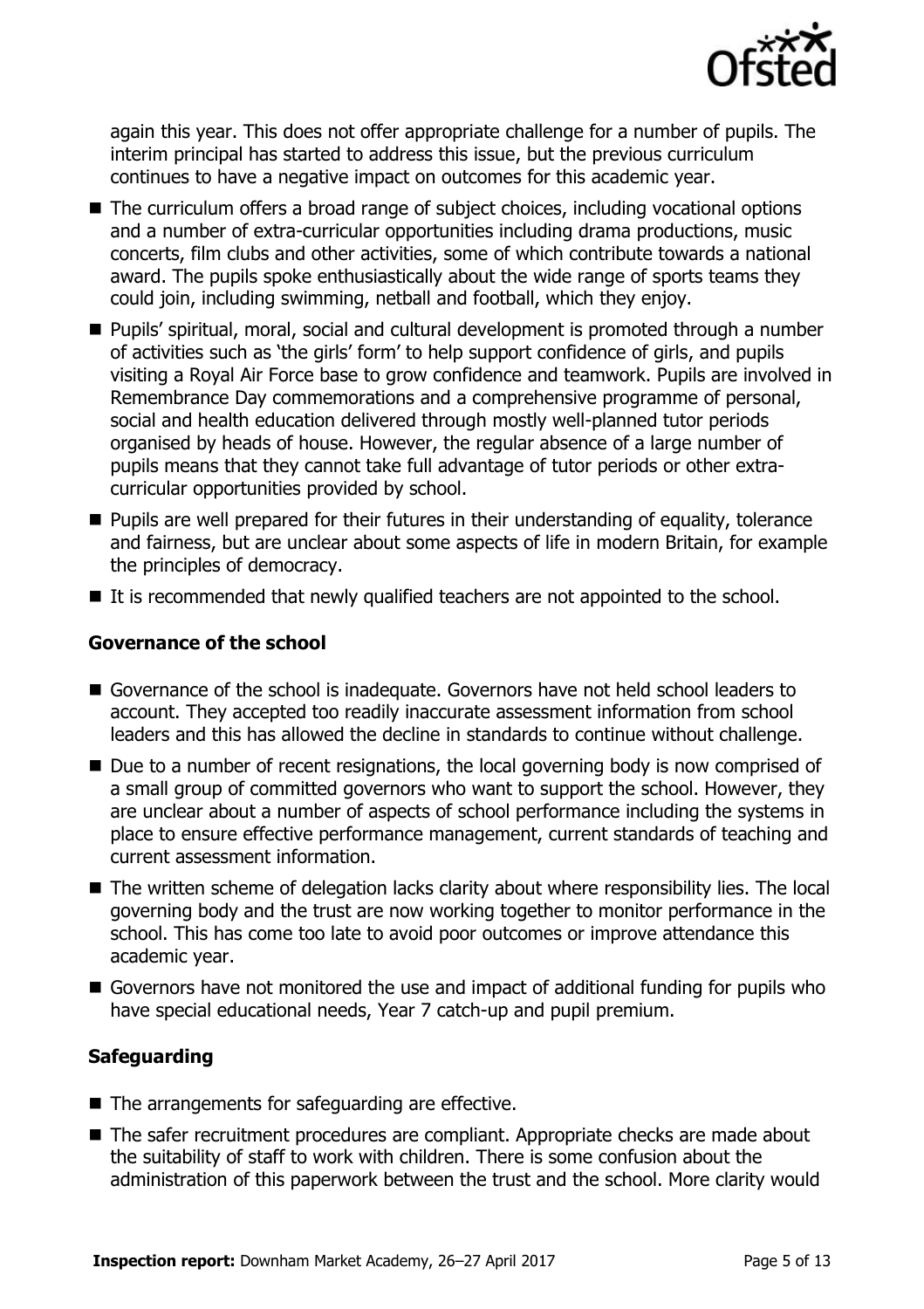again this year. This does not offer appropriate challenge for a number of pupils. The interim principal has started to address this issue, but the previous curriculum continues to have a negative impact on outcomes for this academic year.

- The curriculum offers a broad range of subject choices, including vocational options and a number of extra-curricular opportunities including drama productions, music concerts, film clubs and other activities, some of which contribute towards a national award. The pupils spoke enthusiastically about the wide range of sports teams they could join, including swimming, netball and football, which they enjoy.
- Pupils' spiritual, moral, social and cultural development is promoted through a number of activities such as 'the girls' form' to help support confidence of girls, and pupils visiting a Royal Air Force base to grow confidence and teamwork. Pupils are involved in Remembrance Day commemorations and a comprehensive programme of personal, social and health education delivered through mostly well-planned tutor periods organised by heads of house. However, the regular absence of a large number of pupils means that they cannot take full advantage of tutor periods or other extra-curricular opportunities provided by school.
- Pupils are well prepared for their futures in their understanding of equality, tolerance and fairness, but are unclear about some aspects of life in modern Britain, for example the principles of democracy.
- It is recommended that newly qualified teachers are not appointed to the school.

### Governance of the school

- Governance of the school is inadequate. Governors have not held school leaders to account. They accepted too readily inaccurate assessment information from school leaders and this has allowed the decline in standards to continue without challenge.
- Due to a number of recent resignations, the local governing body is now comprised of a small group of committed governors who want to support the school. However, they are unclear about a number of aspects of school performance including the systems in place to ensure effective performance management, current standards of teaching and current assessment information.
- The written scheme of delegation lacks clarity about where responsibility lies. The local governing body and the trust are now working together to monitor performance in the school. This has come too late to avoid poor outcomes or improve attendance this academic year.
- Governors have not monitored the use and impact of additional funding for pupils who have special educational needs, Year 7 catch-up and pupil premium.

### Safeguarding

- The arrangements for safeguarding are effective.
- The safer recruitment procedures are compliant. Appropriate checks are made about the suitability of staff to work with children. There is some confusion about the administration of this paperwork between the trust and the school. More clarity would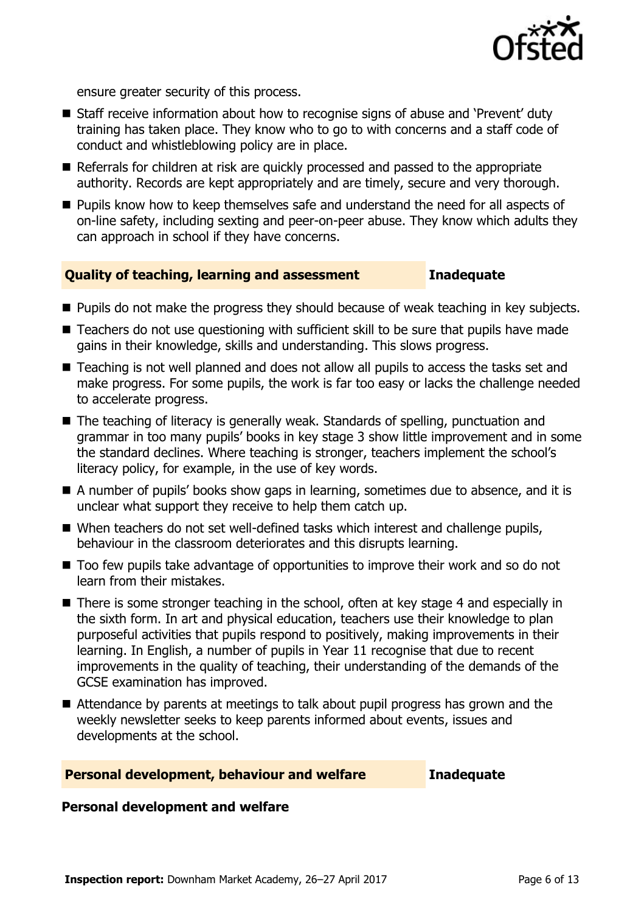ensure greater security of this process.

- Staff receive information about how to recognise signs of abuse and 'Prevent' duty training has taken place. They know who to go to with concerns and a staff code of conduct and whistleblowing policy are in place.
- Referrals for children at risk are quickly processed and passed to the appropriate authority. Records are kept appropriately and are timely, secure and very thorough.
- Pupils know how to keep themselves safe and understand the need for all aspects of on-line safety, including sexting and peer-on-peer abuse. They know which adults they can approach in school if they have concerns.

## Quality of teaching, learning and assessment — Inadequate

- Pupils do not make the progress they should because of weak teaching in key subjects.
- Teachers do not use questioning with sufficient skill to be sure that pupils have made gains in their knowledge, skills and understanding. This slows progress.
- Teaching is not well planned and does not allow all pupils to access the tasks set and make progress. For some pupils, the work is far too easy or lacks the challenge needed to accelerate progress.
- The teaching of literacy is generally weak. Standards of spelling, punctuation and grammar in too many pupils' books in key stage 3 show little improvement and in some the standard declines. Where teaching is stronger, teachers implement the school's literacy policy, for example, in the use of key words.
- A number of pupils' books show gaps in learning, sometimes due to absence, and it is unclear what support they receive to help them catch up.
- When teachers do not set well-defined tasks which interest and challenge pupils, behaviour in the classroom deteriorates and this disrupts learning.
- Too few pupils take advantage of opportunities to improve their work and so do not learn from their mistakes.
- There is some stronger teaching in the school, often at key stage 4 and especially in the sixth form. In art and physical education, teachers use their knowledge to plan purposeful activities that pupils respond to positively, making improvements in their learning. In English, a number of pupils in Year 11 recognise that due to recent improvements in the quality of teaching, their understanding of the demands of the GCSE examination has improved.
- Attendance by parents at meetings to talk about pupil progress has grown and the weekly newsletter seeks to keep parents informed about events, issues and developments at the school.

## Personal development, behaviour and welfare — Inadequate

### Personal development and welfare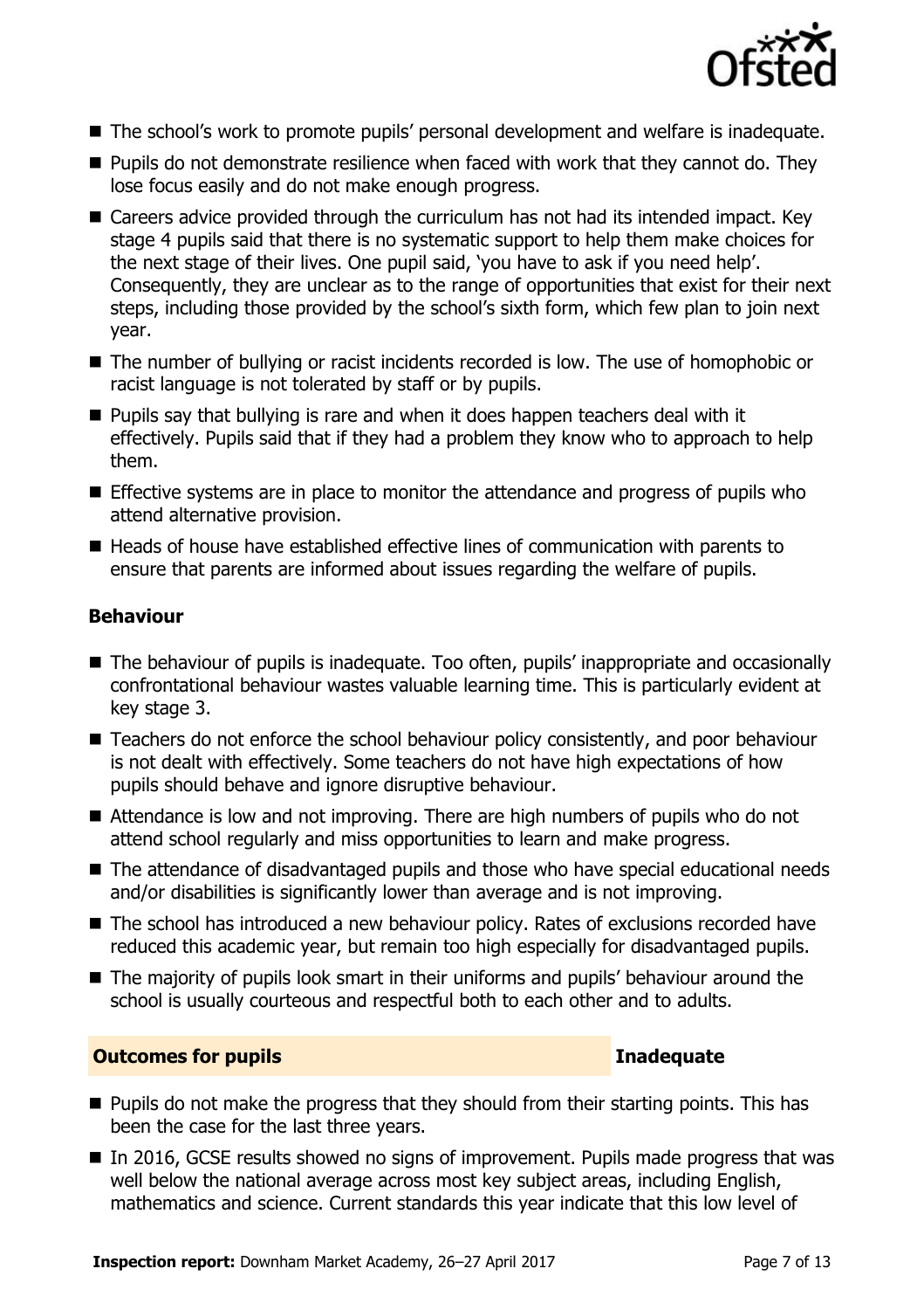- The school's work to promote pupils' personal development and welfare is inadequate.
- Pupils do not demonstrate resilience when faced with work that they cannot do. They lose focus easily and do not make enough progress.
- Careers advice provided through the curriculum has not had its intended impact. Key stage 4 pupils said that there is no systematic support to help them make choices for the next stage of their lives. One pupil said, 'you have to ask if you need help'. Consequently, they are unclear as to the range of opportunities that exist for their next steps, including those provided by the school's sixth form, which few plan to join next year.
- The number of bullying or racist incidents recorded is low. The use of homophobic or racist language is not tolerated by staff or by pupils.
- Pupils say that bullying is rare and when it does happen teachers deal with it effectively. Pupils said that if they had a problem they know who to approach to help them.
- Effective systems are in place to monitor the attendance and progress of pupils who attend alternative provision.
- Heads of house have established effective lines of communication with parents to ensure that parents are informed about issues regarding the welfare of pupils.

### Behaviour

- The behaviour of pupils is inadequate. Too often, pupils' inappropriate and occasionally confrontational behaviour wastes valuable learning time. This is particularly evident at key stage 3.
- Teachers do not enforce the school behaviour policy consistently, and poor behaviour is not dealt with effectively. Some teachers do not have high expectations of how pupils should behave and ignore disruptive behaviour.
- Attendance is low and not improving. There are high numbers of pupils who do not attend school regularly and miss opportunities to learn and make progress.
- The attendance of disadvantaged pupils and those who have special educational needs and/or disabilities is significantly lower than average and is not improving.
- The school has introduced a new behaviour policy. Rates of exclusions recorded have reduced this academic year, but remain too high especially for disadvantaged pupils.
- The majority of pupils look smart in their uniforms and pupils' behaviour around the school is usually courteous and respectful both to each other and to adults.

## Outcomes for pupils — Inadequate

- Pupils do not make the progress that they should from their starting points. This has been the case for the last three years.
- In 2016, GCSE results showed no signs of improvement. Pupils made progress that was well below the national average across most key subject areas, including English, mathematics and science. Current standards this year indicate that this low level of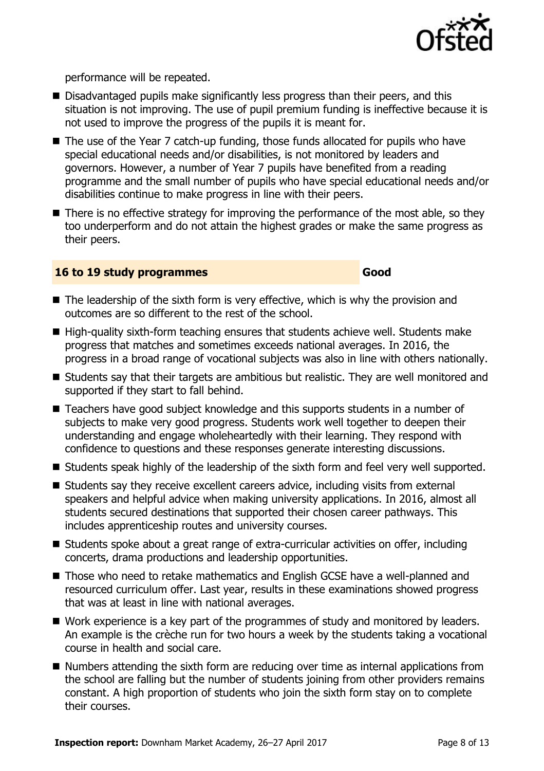performance will be repeated.

- Disadvantaged pupils make significantly less progress than their peers, and this situation is not improving. The use of pupil premium funding is ineffective because it is not used to improve the progress of the pupils it is meant for.
- The use of the Year 7 catch-up funding, those funds allocated for pupils who have special educational needs and/or disabilities, is not monitored by leaders and governors. However, a number of Year 7 pupils have benefited from a reading programme and the small number of pupils who have special educational needs and/or disabilities continue to make progress in line with their peers.
- There is no effective strategy for improving the performance of the most able, so they too underperform and do not attain the highest grades or make the same progress as their peers.

### 16 to 19 study programmes — Good

- The leadership of the sixth form is very effective, which is why the provision and outcomes are so different to the rest of the school.
- High-quality sixth-form teaching ensures that students achieve well. Students make progress that matches and sometimes exceeds national averages. In 2016, the progress in a broad range of vocational subjects was also in line with others nationally.
- Students say that their targets are ambitious but realistic. They are well monitored and supported if they start to fall behind.
- Teachers have good subject knowledge and this supports students in a number of subjects to make very good progress. Students work well together to deepen their understanding and engage wholeheartedly with their learning. They respond with confidence to questions and these responses generate interesting discussions.
- Students speak highly of the leadership of the sixth form and feel very well supported.
- Students say they receive excellent careers advice, including visits from external speakers and helpful advice when making university applications. In 2016, almost all students secured destinations that supported their chosen career pathways. This includes apprenticeship routes and university courses.
- Students spoke about a great range of extra-curricular activities on offer, including concerts, drama productions and leadership opportunities.
- Those who need to retake mathematics and English GCSE have a well-planned and resourced curriculum offer. Last year, results in these examinations showed progress that was at least in line with national averages.
- Work experience is a key part of the programmes of study and monitored by leaders. An example is the crèche run for two hours a week by the students taking a vocational course in health and social care.
- Numbers attending the sixth form are reducing over time as internal applications from the school are falling but the number of students joining from other providers remains constant. A high proportion of students who join the sixth form stay on to complete their courses.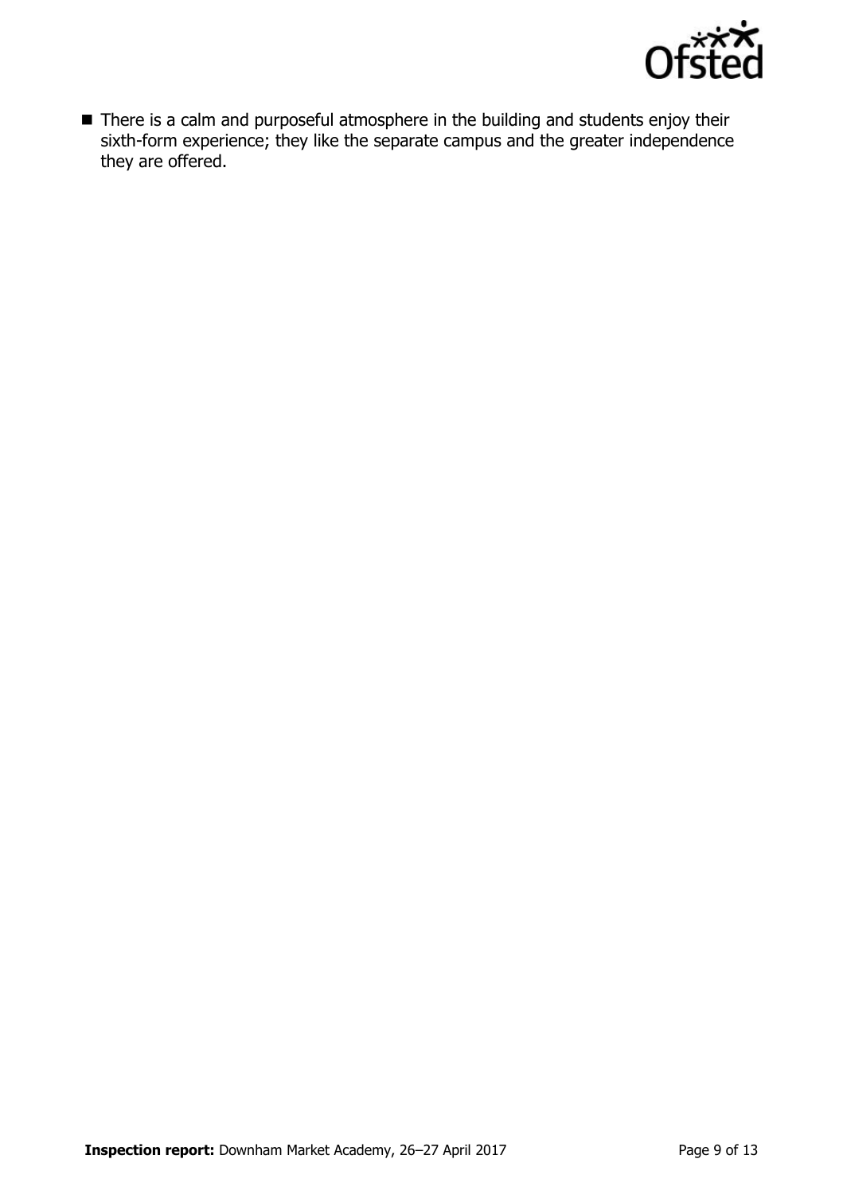- There is a calm and purposeful atmosphere in the building and students enjoy their sixth-form experience; they like the separate campus and the greater independence they are offered.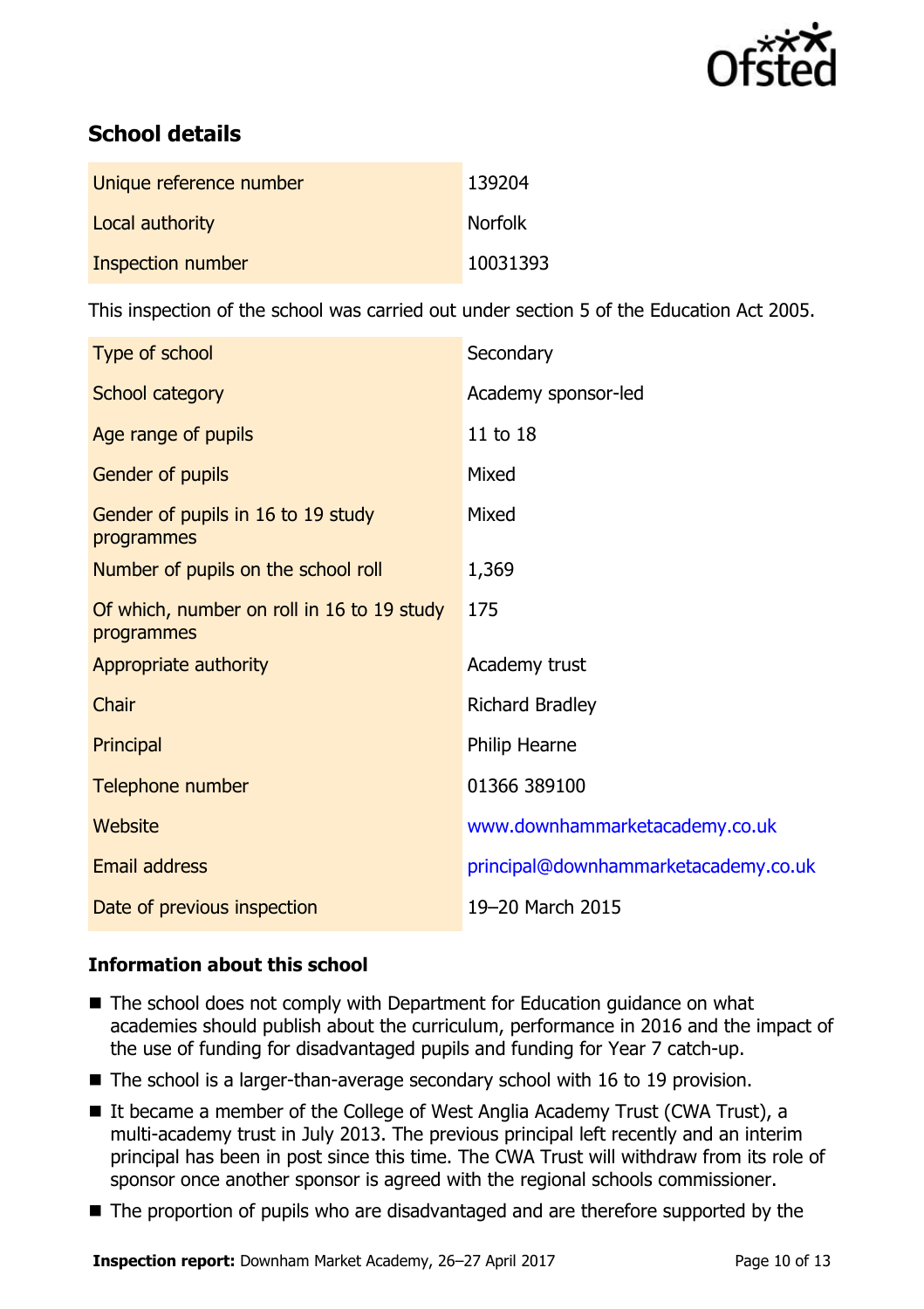## School details

| | |
|---|---|
| Unique reference number | 139204 |
| Local authority | Norfolk |
| Inspection number | 10031393 |

This inspection of the school was carried out under section 5 of the Education Act 2005.

| | |
|---|---|
| Type of school | Secondary |
| School category | Academy sponsor-led |
| Age range of pupils | 11 to 18 |
| Gender of pupils | Mixed |
| Gender of pupils in 16 to 19 study programmes | Mixed |
| Number of pupils on the school roll | 1,369 |
| Of which, number on roll in 16 to 19 study programmes | 175 |
| Appropriate authority | Academy trust |
| Chair | Richard Bradley |
| Principal | Philip Hearne |
| Telephone number | 01366 389100 |
| Website | www.downhammarketacademy.co.uk |
| Email address | principal@downhammarketacademy.co.uk |
| Date of previous inspection | 19–20 March 2015 |

### Information about this school

- The school does not comply with Department for Education guidance on what academies should publish about the curriculum, performance in 2016 and the impact of the use of funding for disadvantaged pupils and funding for Year 7 catch-up.
- The school is a larger-than-average secondary school with 16 to 19 provision.
- It became a member of the College of West Anglia Academy Trust (CWA Trust), a multi-academy trust in July 2013. The previous principal left recently and an interim principal has been in post since this time. The CWA Trust will withdraw from its role of sponsor once another sponsor is agreed with the regional schools commissioner.
- The proportion of pupils who are disadvantaged and are therefore supported by the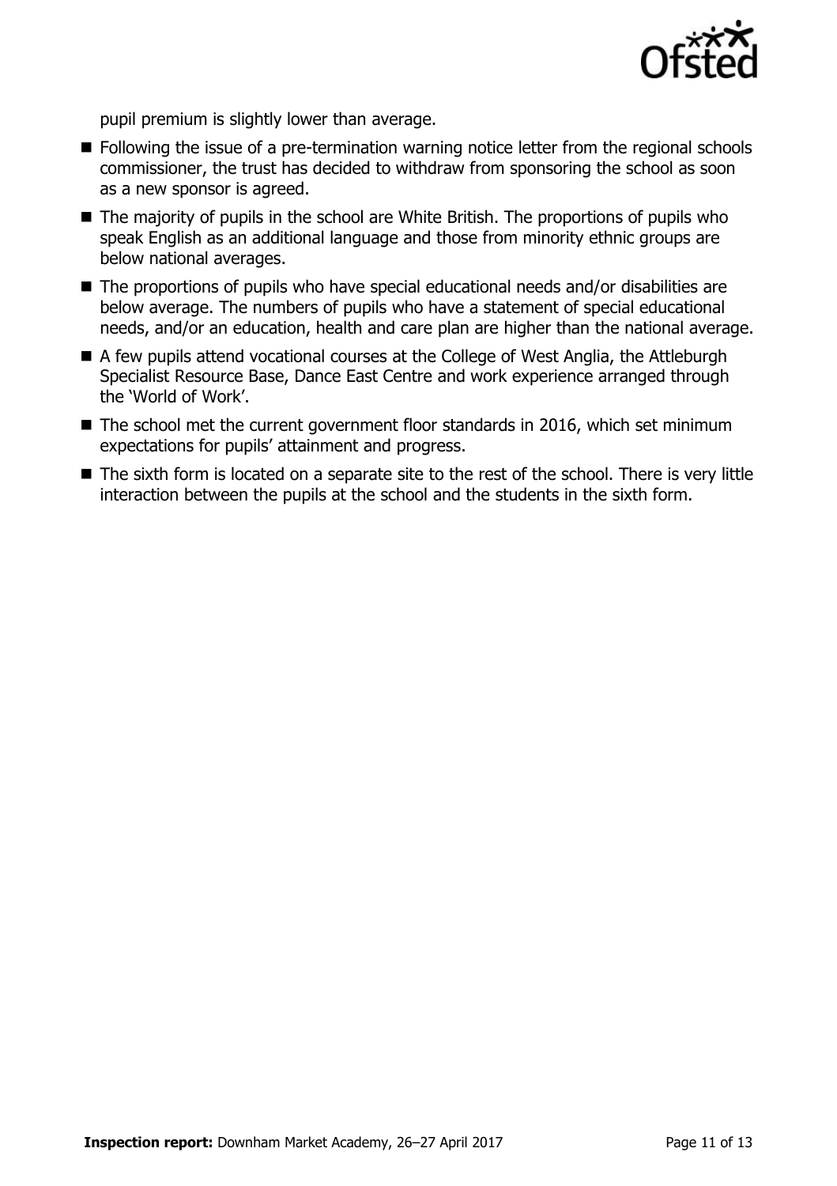pupil premium is slightly lower than average.

- Following the issue of a pre-termination warning notice letter from the regional schools commissioner, the trust has decided to withdraw from sponsoring the school as soon as a new sponsor is agreed.
- The majority of pupils in the school are White British. The proportions of pupils who speak English as an additional language and those from minority ethnic groups are below national averages.
- The proportions of pupils who have special educational needs and/or disabilities are below average. The numbers of pupils who have a statement of special educational needs, and/or an education, health and care plan are higher than the national average.
- A few pupils attend vocational courses at the College of West Anglia, the Attleburgh Specialist Resource Base, Dance East Centre and work experience arranged through the 'World of Work'.
- The school met the current government floor standards in 2016, which set minimum expectations for pupils' attainment and progress.
- The sixth form is located on a separate site to the rest of the school. There is very little interaction between the pupils at the school and the students in the sixth form.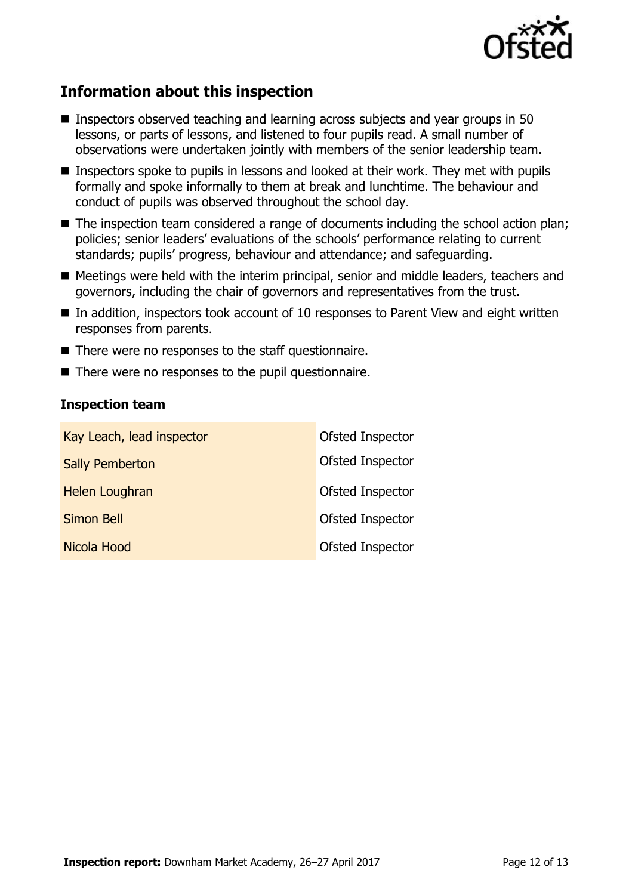## Information about this inspection

- Inspectors observed teaching and learning across subjects and year groups in 50 lessons, or parts of lessons, and listened to four pupils read. A small number of observations were undertaken jointly with members of the senior leadership team.
- Inspectors spoke to pupils in lessons and looked at their work. They met with pupils formally and spoke informally to them at break and lunchtime. The behaviour and conduct of pupils was observed throughout the school day.
- The inspection team considered a range of documents including the school action plan; policies; senior leaders' evaluations of the schools' performance relating to current standards; pupils' progress, behaviour and attendance; and safeguarding.
- Meetings were held with the interim principal, senior and middle leaders, teachers and governors, including the chair of governors and representatives from the trust.
- In addition, inspectors took account of 10 responses to Parent View and eight written responses from parents.
- There were no responses to the staff questionnaire.
- There were no responses to the pupil questionnaire.

### Inspection team

| | |
|---|---|
| Kay Leach, lead inspector | Ofsted Inspector |
| Sally Pemberton | Ofsted Inspector |
| Helen Loughran | Ofsted Inspector |
| Simon Bell | Ofsted Inspector |
| Nicola Hood | Ofsted Inspector |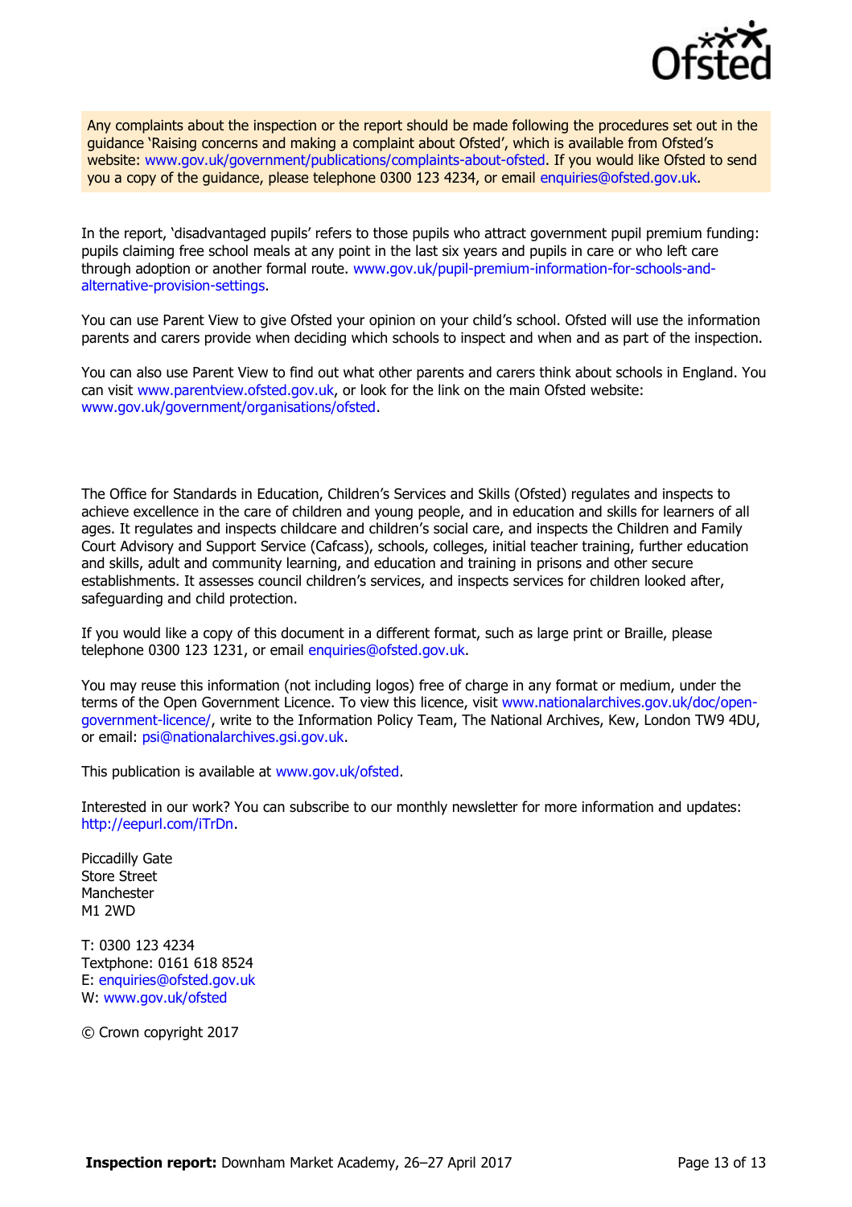Any complaints about the inspection or the report should be made following the procedures set out in the guidance 'Raising concerns and making a complaint about Ofsted', which is available from Ofsted's website: www.gov.uk/government/publications/complaints-about-ofsted. If you would like Ofsted to send you a copy of the guidance, please telephone 0300 123 4234, or email enquiries@ofsted.gov.uk.

In the report, 'disadvantaged pupils' refers to those pupils who attract government pupil premium funding: pupils claiming free school meals at any point in the last six years and pupils in care or who left care through adoption or another formal route. www.gov.uk/pupil-premium-information-for-schools-and-alternative-provision-settings.

You can use Parent View to give Ofsted your opinion on your child's school. Ofsted will use the information parents and carers provide when deciding which schools to inspect and when and as part of the inspection.

You can also use Parent View to find out what other parents and carers think about schools in England. You can visit www.parentview.ofsted.gov.uk, or look for the link on the main Ofsted website: www.gov.uk/government/organisations/ofsted.

The Office for Standards in Education, Children's Services and Skills (Ofsted) regulates and inspects to achieve excellence in the care of children and young people, and in education and skills for learners of all ages. It regulates and inspects childcare and children's social care, and inspects the Children and Family Court Advisory and Support Service (Cafcass), schools, colleges, initial teacher training, further education and skills, adult and community learning, and education and training in prisons and other secure establishments. It assesses council children's services, and inspects services for children looked after, safeguarding and child protection.

If you would like a copy of this document in a different format, such as large print or Braille, please telephone 0300 123 1231, or email enquiries@ofsted.gov.uk.

You may reuse this information (not including logos) free of charge in any format or medium, under the terms of the Open Government Licence. To view this licence, visit www.nationalarchives.gov.uk/doc/open-government-licence/, write to the Information Policy Team, The National Archives, Kew, London TW9 4DU, or email: psi@nationalarchives.gsi.gov.uk.

This publication is available at www.gov.uk/ofsted.

Interested in our work? You can subscribe to our monthly newsletter for more information and updates: http://eepurl.com/iTrDn.

Piccadilly Gate  
Store Street  
Manchester  
M1 2WD

T: 0300 123 4234  
Textphone: 0161 618 8524  
E: enquiries@ofsted.gov.uk  
W: www.gov.uk/ofsted

© Crown copyright 2017